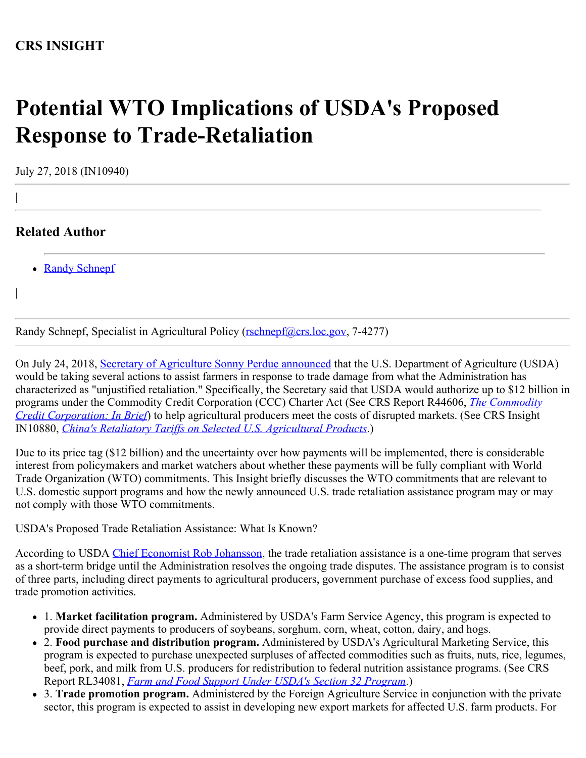**CRS INSIGHT**

# Potential WTO Implications of USDA's Proposed Response to Trade-Retaliation

July 27, 2018 (IN10940)

## Related Author

- Randy Schnepf

Randy Schnepf, Specialist in Agricultural Policy (rschnepf@crs.loc.gov, 7-4277)

On July 24, 2018, Secretary of Agriculture Sonny Perdue announced that the U.S. Department of Agriculture (USDA) would be taking several actions to assist farmers in response to trade damage from what the Administration has characterized as "unjustified retaliation." Specifically, the Secretary said that USDA would authorize up to $12 billion in programs under the Commodity Credit Corporation (CCC) Charter Act (See CRS Report R44606, *The Commodity Credit Corporation: In Brief*) to help agricultural producers meet the costs of disrupted markets. (See CRS Insight IN10880, *China's Retaliatory Tariffs on Selected U.S. Agricultural Products*.)

Due to its price tag ($12 billion) and the uncertainty over how payments will be implemented, there is considerable interest from policymakers and market watchers about whether these payments will be fully compliant with World Trade Organization (WTO) commitments. This Insight briefly discusses the WTO commitments that are relevant to U.S. domestic support programs and how the newly announced U.S. trade retaliation assistance program may or may not comply with those WTO commitments.

USDA's Proposed Trade Retaliation Assistance: What Is Known?

According to USDA Chief Economist Rob Johansson, the trade retaliation assistance is a one-time program that serves as a short-term bridge until the Administration resolves the ongoing trade disputes. The assistance program is to consist of three parts, including direct payments to agricultural producers, government purchase of excess food supplies, and trade promotion activities.

- 1. **Market facilitation program.** Administered by USDA's Farm Service Agency, this program is expected to provide direct payments to producers of soybeans, sorghum, corn, wheat, cotton, dairy, and hogs.
- 2. **Food purchase and distribution program.** Administered by USDA's Agricultural Marketing Service, this program is expected to purchase unexpected surpluses of affected commodities such as fruits, nuts, rice, legumes, beef, pork, and milk from U.S. producers for redistribution to federal nutrition assistance programs. (See CRS Report RL34081, *Farm and Food Support Under USDA's Section 32 Program*.)
- 3. **Trade promotion program.** Administered by the Foreign Agriculture Service in conjunction with the private sector, this program is expected to assist in developing new export markets for affected U.S. farm products. For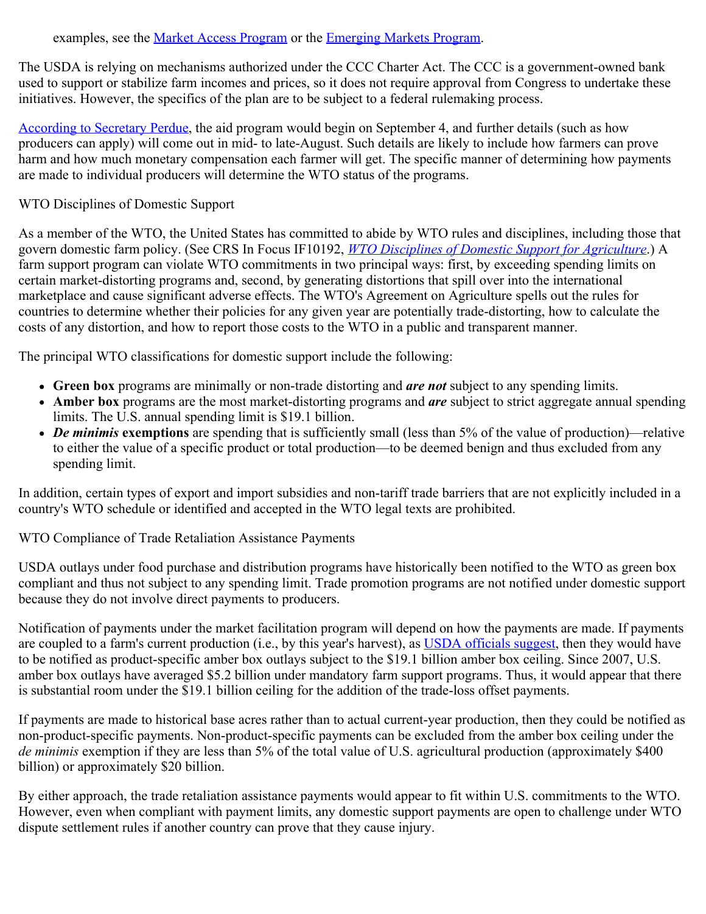examples, see the [Market Access Program] or the [Emerging Markets Program].

The USDA is relying on mechanisms authorized under the CCC Charter Act. The CCC is a government-owned bank used to support or stabilize farm incomes and prices, so it does not require approval from Congress to undertake these initiatives. However, the specifics of the plan are to be subject to a federal rulemaking process.

According to Secretary Perdue, the aid program would begin on September 4, and further details (such as how producers can apply) will come out in mid- to late-August. Such details are likely to include how farmers can prove harm and how much monetary compensation each farmer will get. The specific manner of determining how payments are made to individual producers will determine the WTO status of the programs.

## WTO Disciplines of Domestic Support

As a member of the WTO, the United States has committed to abide by WTO rules and disciplines, including those that govern domestic farm policy. (See CRS In Focus IF10192, *WTO Disciplines of Domestic Support for Agriculture*.) A farm support program can violate WTO commitments in two principal ways: first, by exceeding spending limits on certain market-distorting programs and, second, by generating distortions that spill over into the international marketplace and cause significant adverse effects. The WTO's Agreement on Agriculture spells out the rules for countries to determine whether their policies for any given year are potentially trade-distorting, how to calculate the costs of any distortion, and how to report those costs to the WTO in a public and transparent manner.

The principal WTO classifications for domestic support include the following:

- **Green box** programs are minimally or non-trade distorting and ***are not*** subject to any spending limits.
- **Amber box** programs are the most market-distorting programs and ***are*** subject to strict aggregate annual spending limits. The U.S. annual spending limit is $19.1 billion.
- ***De minimis* exemptions** are spending that is sufficiently small (less than 5% of the value of production)—relative to either the value of a specific product or total production—to be deemed benign and thus excluded from any spending limit.

In addition, certain types of export and import subsidies and non-tariff trade barriers that are not explicitly included in a country's WTO schedule or identified and accepted in the WTO legal texts are prohibited.

## WTO Compliance of Trade Retaliation Assistance Payments

USDA outlays under food purchase and distribution programs have historically been notified to the WTO as green box compliant and thus not subject to any spending limit. Trade promotion programs are not notified under domestic support because they do not involve direct payments to producers.

Notification of payments under the market facilitation program will depend on how the payments are made. If payments are coupled to a farm's current production (i.e., by this year's harvest), as USDA officials suggest, then they would have to be notified as product-specific amber box outlays subject to the $19.1 billion amber box ceiling. Since 2007, U.S. amber box outlays have averaged $5.2 billion under mandatory farm support programs. Thus, it would appear that there is substantial room under the $19.1 billion ceiling for the addition of the trade-loss offset payments.

If payments are made to historical base acres rather than to actual current-year production, then they could be notified as non-product-specific payments. Non-product-specific payments can be excluded from the amber box ceiling under the *de minimis* exemption if they are less than 5% of the total value of U.S. agricultural production (approximately $400 billion) or approximately $20 billion.

By either approach, the trade retaliation assistance payments would appear to fit within U.S. commitments to the WTO. However, even when compliant with payment limits, any domestic support payments are open to challenge under WTO dispute settlement rules if another country can prove that they cause injury.